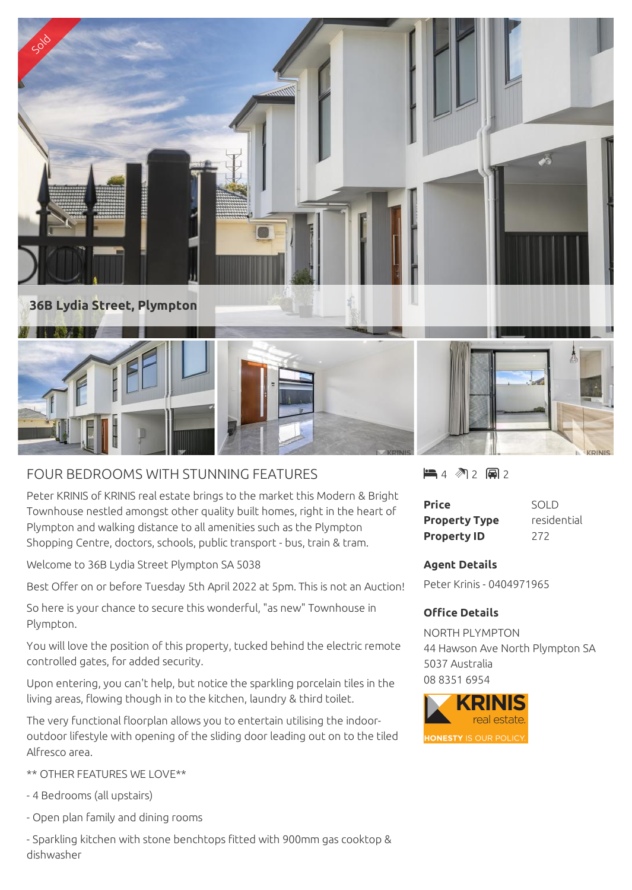Sold

36B Lydia Street, Plympton

## FOUR BEDROOMS WITH STUNNING FEATURES

Peter KRINIS of KRINIS real estate brings to the market this Modern & Bright Townhouse nestled amongst other quality built homes, right in the heart of Plympton and walking distance to all amenities such as the Plympton Shopping Centre, doctors, schools, public transport - bus, train & tram.

Welcome to 36B Lydia Street Plympton SA 5038

Best Offer on or before Tuesday 5th April 2022 at 5pm. This is not an Auction!

So here is your chance to secure this wonderful, "as new" Townhouse in Plympton.

You will love the position of this property, tucked behind the electric remote controlled gates, for added security.

Upon entering, you can't help, but notice the sparkling porcelain tiles in the living areas, flowing though in to the kitchen, laundry & third toilet.

The very functional floorplan allows you to entertain utilising the indoor-outdoor lifestyle with opening of the sliding door leading out on to the tiled Alfresco area.

** OTHER FEATURES WE LOVE**

- 4 Bedrooms (all upstairs)
- Open plan family and dining rooms
- Sparkling kitchen with stone benchtops fitted with 900mm gas cooktop & dishwasher

4 2 2

| | |
|---|---|
| **Price** | SOLD |
| **Property Type** | residential |
| **Property ID** | 272 |

### Agent Details

Peter Krinis - 0404971965

### Office Details

NORTH PLYMPTON
44 Hawson Ave North Plympton SA 5037 Australia
08 8351 6954

KRINIS real estate
HONESTY IS OUR POLICY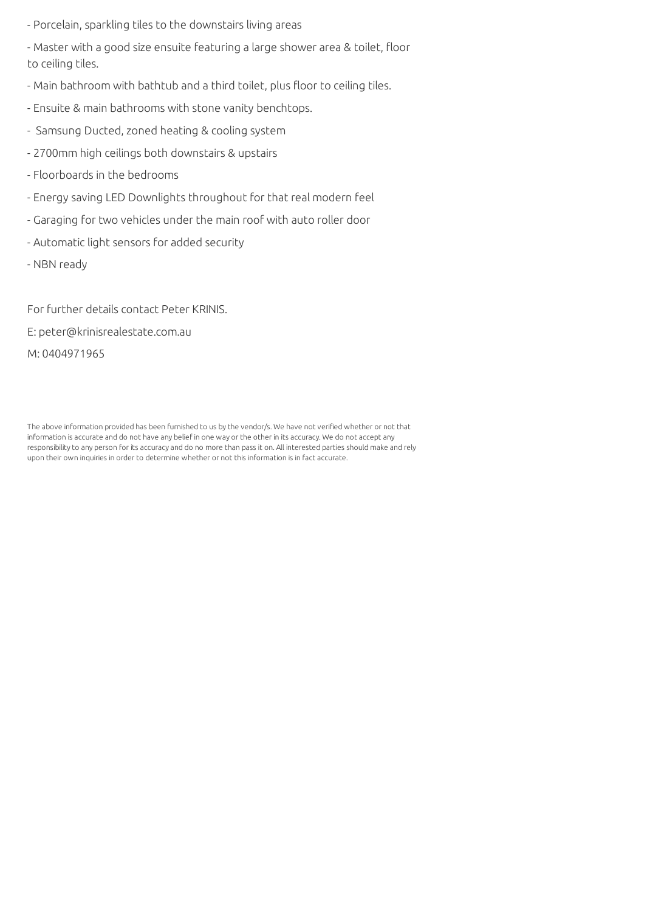- Porcelain, sparkling tiles to the downstairs living areas
- Master with a good size ensuite featuring a large shower area & toilet, floor to ceiling tiles.
- Main bathroom with bathtub and a third toilet, plus floor to ceiling tiles.
- Ensuite & main bathrooms with stone vanity benchtops.
- Samsung Ducted, zoned heating & cooling system
- 2700mm high ceilings both downstairs & upstairs
- Floorboards in the bedrooms
- Energy saving LED Downlights throughout for that real modern feel
- Garaging for two vehicles under the main roof with auto roller door
- Automatic light sensors for added security
- NBN ready

For further details contact Peter KRINIS.

E: peter@krinisrealestate.com.au

M: 0404971965

The above information provided has been furnished to us by the vendor/s. We have not verified whether or not that information is accurate and do not have any belief in one way or the other in its accuracy. We do not accept any responsibility to any person for its accuracy and do no more than pass it on. All interested parties should make and rely upon their own inquiries in order to determine whether or not this information is in fact accurate.